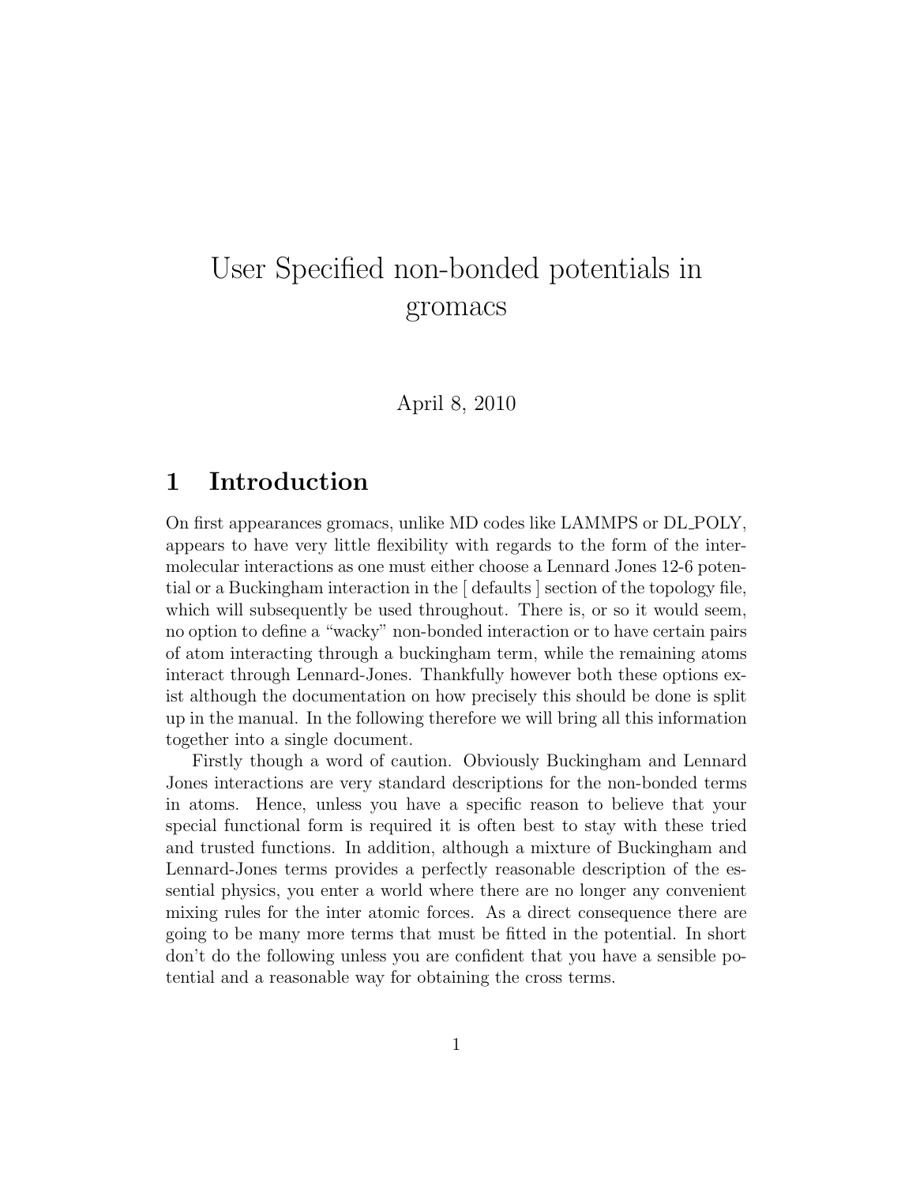# User Specified non-bonded potentials in gromacs

April 8, 2010

## 1 Introduction

On first appearances gromacs, unlike MD codes like LAMMPS or DL_POLY, appears to have very little flexibility with regards to the form of the intermolecular interactions as one must either choose a Lennard Jones 12-6 potential or a Buckingham interaction in the [ defaults ] section of the topology file, which will subsequently be used throughout. There is, or so it would seem, no option to define a "wacky" non-bonded interaction or to have certain pairs of atom interacting through a buckingham term, while the remaining atoms interact through Lennard-Jones. Thankfully however both these options exist although the documentation on how precisely this should be done is split up in the manual. In the following therefore we will bring all this information together into a single document.

Firstly though a word of caution. Obviously Buckingham and Lennard Jones interactions are very standard descriptions for the non-bonded terms in atoms. Hence, unless you have a specific reason to believe that your special functional form is required it is often best to stay with these tried and trusted functions. In addition, although a mixture of Buckingham and Lennard-Jones terms provides a perfectly reasonable description of the essential physics, you enter a world where there are no longer any convenient mixing rules for the inter atomic forces. As a direct consequence there are going to be many more terms that must be fitted in the potential. In short don't do the following unless you are confident that you have a sensible potential and a reasonable way for obtaining the cross terms.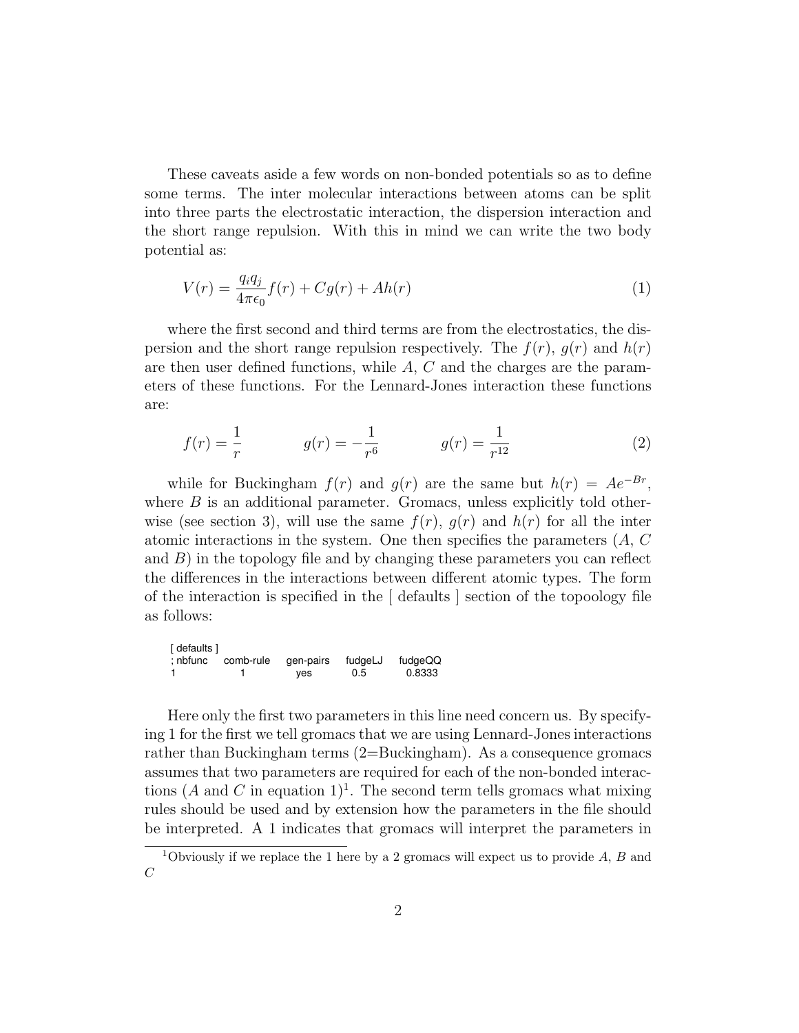These caveats aside a few words on non-bonded potentials so as to define some terms. The inter molecular interactions between atoms can be split into three parts the electrostatic interaction, the dispersion interaction and the short range repulsion. With this in mind we can write the two body potential as:

$$V(r) = \frac{q_i q_j}{4\pi\epsilon_0} f(r) + Cg(r) + Ah(r) \tag{1}$$

where the first second and third terms are from the electrostatics, the dispersion and the short range repulsion respectively. The $f(r)$, $g(r)$ and $h(r)$ are then user defined functions, while $A$, $C$ and the charges are the parameters of these functions. For the Lennard-Jones interaction these functions are:

$$f(r) = \frac{1}{r} \qquad g(r) = -\frac{1}{r^6} \qquad g(r) = \frac{1}{r^{12}} \tag{2}$$

while for Buckingham $f(r)$ and $g(r)$ are the same but $h(r) = Ae^{-Br}$, where $B$ is an additional parameter. Gromacs, unless explicitly told otherwise (see section 3), will use the same $f(r)$, $g(r)$ and $h(r)$ for all the inter atomic interactions in the system. One then specifies the parameters ($A$, $C$ and $B$) in the topology file and by changing these parameters you can reflect the differences in the interactions between different atomic types. The form of the interaction is specified in the [ defaults ] section of the topoology file as follows:

```
[ defaults ]
; nbfunc    comb-rule    gen-pairs    fudgeLJ    fudgeQQ
1           1            yes          0.5        0.8333
```

Here only the first two parameters in this line need concern us. By specifying 1 for the first we tell gromacs that we are using Lennard-Jones interactions rather than Buckingham terms (2=Buckingham). As a consequence gromacs assumes that two parameters are required for each of the non-bonded interactions ($A$ and $C$ in equation 1)[1]. The second term tells gromacs what mixing rules should be used and by extension how the parameters in the file should be interpreted. A 1 indicates that gromacs will interpret the parameters in

[1] Obviously if we replace the 1 here by a 2 gromacs will expect us to provide $A$, $B$ and $C$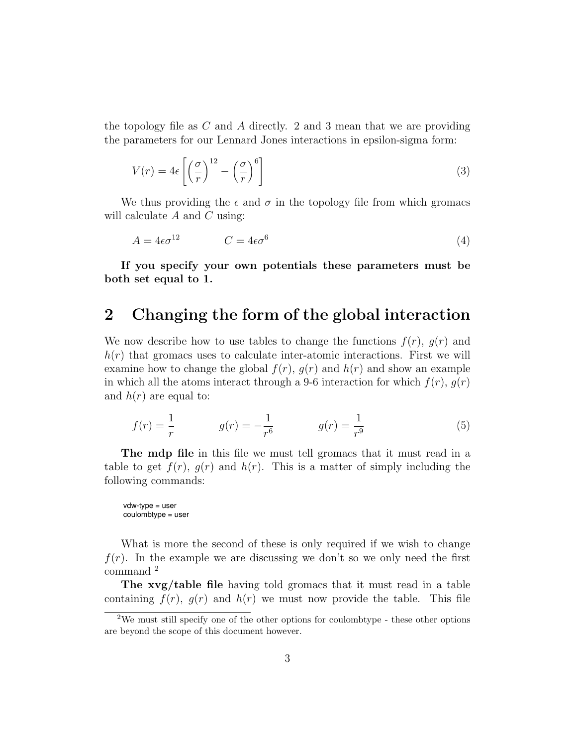the topology file as $C$ and $A$ directly. 2 and 3 mean that we are providing the parameters for our Lennard Jones interactions in epsilon-sigma form:

$$V(r) = 4\epsilon \left[ \left( \frac{\sigma}{r} \right)^{12} - \left( \frac{\sigma}{r} \right)^{6} \right] \tag{3}$$

We thus providing the $\epsilon$ and $\sigma$ in the topology file from which gromacs will calculate $A$ and $C$ using:

$$A = 4\epsilon\sigma^{12} \qquad\qquad C = 4\epsilon\sigma^{6} \tag{4}$$

**If you specify your own potentials these parameters must be both set equal to 1.**

## 2 Changing the form of the global interaction

We now describe how to use tables to change the functions $f(r)$, $g(r)$ and $h(r)$ that gromacs uses to calculate inter-atomic interactions. First we will examine how to change the global $f(r)$, $g(r)$ and $h(r)$ and show an example in which all the atoms interact through a 9-6 interaction for which $f(r)$, $g(r)$ and $h(r)$ are equal to:

$$f(r) = \frac{1}{r} \qquad\qquad g(r) = -\frac{1}{r^6} \qquad\qquad g(r) = \frac{1}{r^9} \tag{5}$$

**The mdp file** in this file we must tell gromacs that it must read in a table to get $f(r)$, $g(r)$ and $h(r)$. This is a matter of simply including the following commands:

```
vdw-type = user
coulombtype = user
```

What is more the second of these is only required if we wish to change $f(r)$. In the example we are discussing we don't so we only need the first command [2]

**The xvg/table file** having told gromacs that it must read in a table containing $f(r)$, $g(r)$ and $h(r)$ we must now provide the table. This file

[2] We must still specify one of the other options for coulombtype - these other options are beyond the scope of this document however.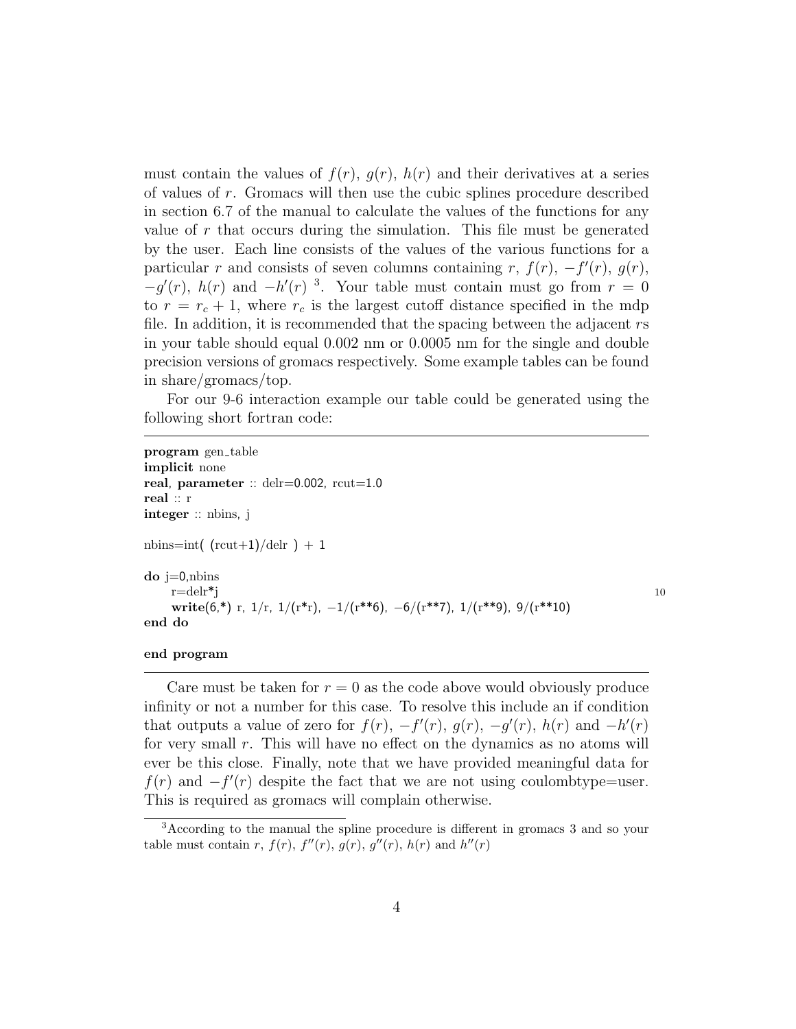must contain the values of $f(r)$, $g(r)$, $h(r)$ and their derivatives at a series of values of $r$. Gromacs will then use the cubic splines procedure described in section 6.7 of the manual to calculate the values of the functions for any value of $r$ that occurs during the simulation. This file must be generated by the user. Each line consists of the values of the various functions for a particular $r$ and consists of seven columns containing $r$, $f(r)$, $-f'(r)$, $g(r)$, $-g'(r)$, $h(r)$ and $-h'(r)$ [3]. Your table must contain must go from $r = 0$ to $r = r_c + 1$, where $r_c$ is the largest cutoff distance specified in the mdp file. In addition, it is recommended that the spacing between the adjacent $r$s in your table should equal 0.002 nm or 0.0005 nm for the single and double precision versions of gromacs respectively. Some example tables can be found in share/gromacs/top.

For our 9-6 interaction example our table could be generated using the following short fortran code:

```fortran
program gen_table
implicit none
real, parameter :: delr=0.002, rcut=1.0
real :: r
integer :: nbins, j

nbins=int( (rcut+1)/delr ) + 1

do j=0,nbins
     r=delr*j
     write(6,*) r, 1/r, 1/(r*r), -1/(r**6), -6/(r**7), 1/(r**9), 9/(r**10)
end do

end program
```

Care must be taken for $r = 0$ as the code above would obviously produce infinity or not a number for this case. To resolve this include an if condition that outputs a value of zero for $f(r)$, $-f'(r)$, $g(r)$, $-g'(r)$, $h(r)$ and $-h'(r)$ for very small $r$. This will have no effect on the dynamics as no atoms will ever be this close. Finally, note that we have provided meaningful data for $f(r)$ and $-f'(r)$ despite the fact that we are not using coulombtype=user. This is required as gromacs will complain otherwise.

[3] According to the manual the spline procedure is different in gromacs 3 and so your table must contain $r$, $f(r)$, $f''(r)$, $g(r)$, $g''(r)$, $h(r)$ and $h''(r)$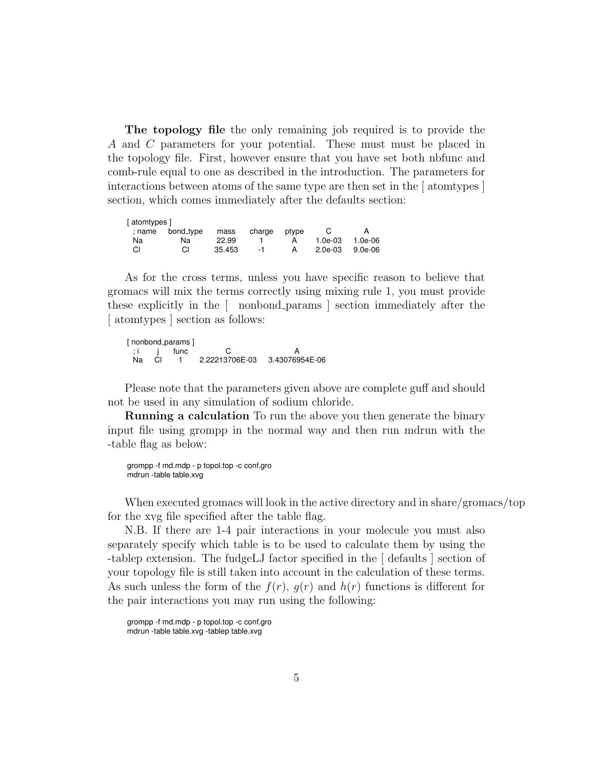**The topology file** the only remaining job required is to provide the $A$ and $C$ parameters for your potential. These must must be placed in the topology file. First, however ensure that you have set both nbfunc and comb-rule equal to one as described in the introduction. The parameters for interactions between atoms of the same type are then set in the [ atomtypes ] section, which comes immediately after the defaults section:

```
[ atomtypes ]
 ; name   bond_type   mass    charge  ptype    C        A
  Na        Na        22.99     1       A     1.0e-03  1.0e-06
  Cl        Cl        35.453   -1       A     2.0e-03  9.0e-06
```

As for the cross terms, unless you have specific reason to believe that gromacs will mix the terms correctly using mixing rule 1, you must provide these explicitly in the [ nonbond_params ] section immediately after the [ atomtypes ] section as follows:

```
[ nonbond_params ]
 ; i    j    func        C                  A
  Na   Cl     1     2.22213706E-03    3.43076954E-06
```

Please note that the parameters given above are complete guff and should not be used in any simulation of sodium chloride.

**Running a calculation** To run the above you then generate the binary input file using grompp in the normal way and then run mdrun with the -table flag as below:

```
grompp -f md.mdp - p topol.top -c conf.gro
mdrun -table table.xvg
```

When executed gromacs will look in the active directory and in share/gromacs/top for the xvg file specified after the table flag.

N.B. If there are 1-4 pair interactions in your molecule you must also separately specify which table is to be used to calculate them by using the -tablep extension. The fudgeLJ factor specified in the [ defaults ] section of your topology file is still taken into account in the calculation of these terms. As such unless the form of the $f(r)$, $g(r)$ and $h(r)$ functions is different for the pair interactions you may run using the following:

```
grompp -f md.mdp - p topol.top -c conf.gro
mdrun -table table.xvg -tablep table.xvg
```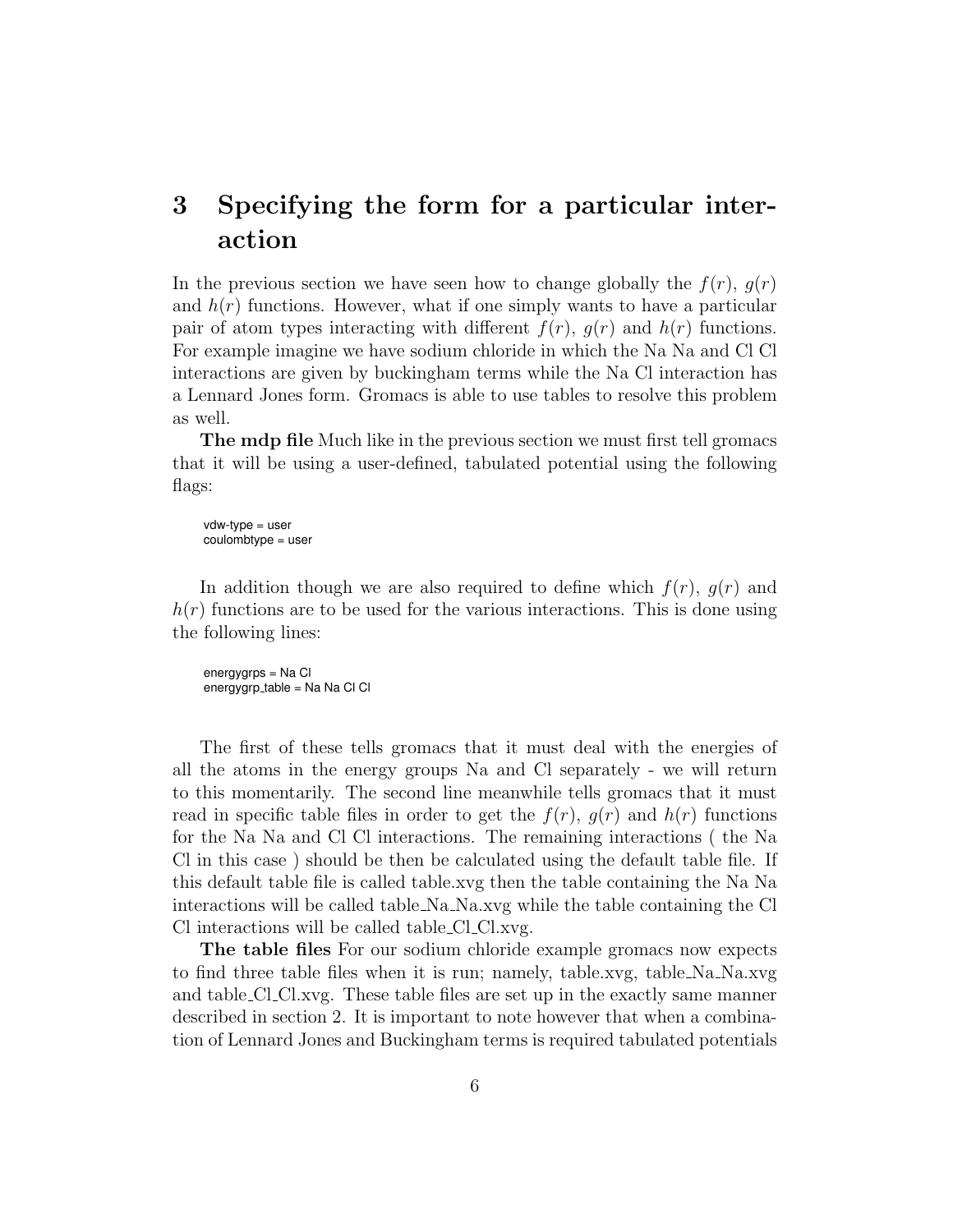## 3 Specifying the form for a particular interaction

In the previous section we have seen how to change globally the $f(r)$, $g(r)$ and $h(r)$ functions. However, what if one simply wants to have a particular pair of atom types interacting with different $f(r)$, $g(r)$ and $h(r)$ functions. For example imagine we have sodium chloride in which the Na Na and Cl Cl interactions are given by buckingham terms while the Na Cl interaction has a Lennard Jones form. Gromacs is able to use tables to resolve this problem as well.

**The mdp file** Much like in the previous section we must first tell gromacs that it will be using a user-defined, tabulated potential using the following flags:

```
vdw-type = user
coulombtype = user
```

In addition though we are also required to define which $f(r)$, $g(r)$ and $h(r)$ functions are to be used for the various interactions. This is done using the following lines:

```
energygrps = Na Cl
energygrp_table = Na Na Cl Cl
```

The first of these tells gromacs that it must deal with the energies of all the atoms in the energy groups Na and Cl separately - we will return to this momentarily. The second line meanwhile tells gromacs that it must read in specific table files in order to get the $f(r)$, $g(r)$ and $h(r)$ functions for the Na Na and Cl Cl interactions. The remaining interactions ( the Na Cl in this case ) should be then be calculated using the default table file. If this default table file is called table.xvg then the table containing the Na Na interactions will be called table_Na_Na.xvg while the table containing the Cl Cl interactions will be called table_Cl_Cl.xvg.

**The table files** For our sodium chloride example gromacs now expects to find three table files when it is run; namely, table.xvg, table_Na_Na.xvg and table_Cl_Cl.xvg. These table files are set up in the exactly same manner described in section 2. It is important to note however that when a combination of Lennard Jones and Buckingham terms is required tabulated potentials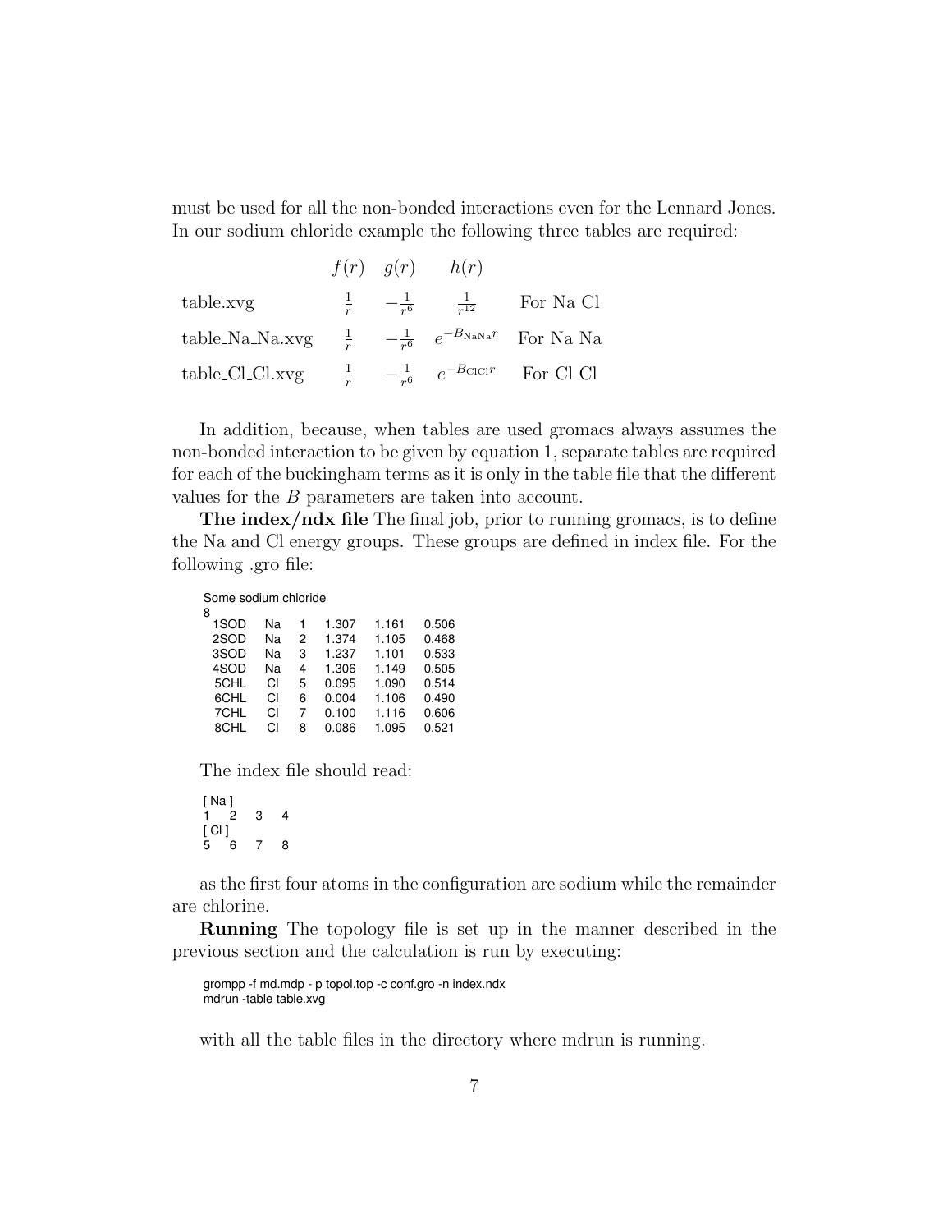must be used for all the non-bonded interactions even for the Lennard Jones. In our sodium chloride example the following three tables are required:

| | $f(r)$ | $g(r)$ | $h(r)$ | |
|---|---|---|---|---|
| table.xvg | $\frac{1}{r}$ | $-\frac{1}{r^6}$ | $\frac{1}{r^{12}}$ | For Na Cl |
| table_Na_Na.xvg | $\frac{1}{r}$ | $-\frac{1}{r^6}$ | $e^{-B_{\mathrm{NaNa}}r}$ | For Na Na |
| table_Cl_Cl.xvg | $\frac{1}{r}$ | $-\frac{1}{r^6}$ | $e^{-B_{\mathrm{ClCl}}r}$ | For Cl Cl |

In addition, because, when tables are used gromacs always assumes the non-bonded interaction to be given by equation 1, separate tables are required for each of the buckingham terms as it is only in the table file that the different values for the $B$ parameters are taken into account.

**The index/ndx file** The final job, prior to running gromacs, is to define the Na and Cl energy groups. These groups are defined in index file. For the following .gro file:

```
Some sodium chloride
8
  1SOD   Na   1   1.307   1.161   0.506
  2SOD   Na   2   1.374   1.105   0.468
  3SOD   Na   3   1.237   1.101   0.533
  4SOD   Na   4   1.306   1.149   0.505
  5CHL   Cl   5   0.095   1.090   0.514
  6CHL   Cl   6   0.004   1.106   0.490
  7CHL   Cl   7   0.100   1.116   0.606
  8CHL   Cl   8   0.086   1.095   0.521
```

The index file should read:

```
[ Na ]
1   2   3   4
[ Cl ]
5   6   7   8
```

as the first four atoms in the configuration are sodium while the remainder are chlorine.

**Running** The topology file is set up in the manner described in the previous section and the calculation is run by executing:

```
grompp -f md.mdp - p topol.top -c conf.gro -n index.ndx
mdrun -table table.xvg
```

with all the table files in the directory where mdrun is running.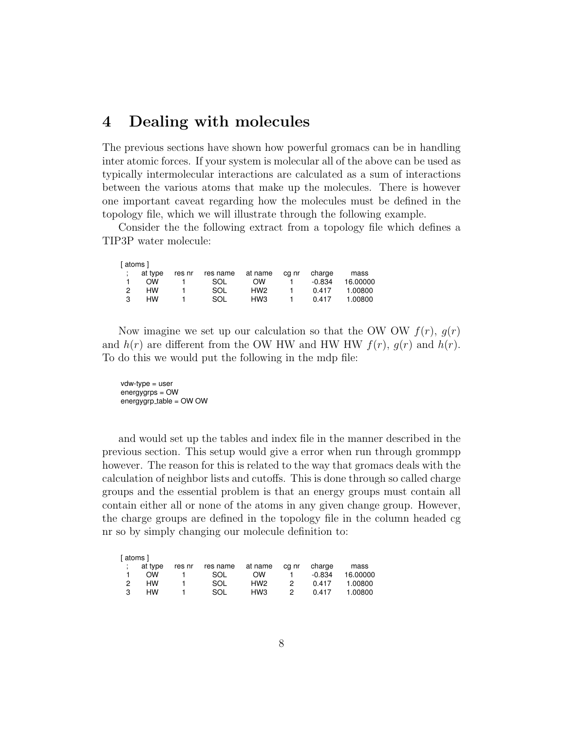# 4 Dealing with molecules

The previous sections have shown how powerful gromacs can be in handling inter atomic forces. If your system is molecular all of the above can be used as typically intermolecular interactions are calculated as a sum of interactions between the various atoms that make up the molecules. There is however one important caveat regarding how the molecules must be defined in the topology file, which we will illustrate through the following example.

Consider the the following extract from a topology file which defines a TIP3P water molecule:

```
[ atoms ]
 ;   at type   res nr   res name   at name   cg nr   charge     mass
 1     OW        1        SOL        OW        1     -0.834   16.00000
 2     HW        1        SOL        HW2       1      0.417    1.00800
 3     HW        1        SOL        HW3       1      0.417    1.00800
```

Now imagine we set up our calculation so that the OW OW $f(r)$, $g(r)$ and $h(r)$ are different from the OW HW and HW HW $f(r)$, $g(r)$ and $h(r)$. To do this we would put the following in the mdp file:

```
vdw-type = user
energygrps = OW
energygrp_table = OW OW
```

and would set up the tables and index file in the manner described in the previous section. This setup would give a error when run through grommpp however. The reason for this is related to the way that gromacs deals with the calculation of neighbor lists and cutoffs. This is done through so called charge groups and the essential problem is that an energy groups must contain all contain either all or none of the atoms in any given change group. However, the charge groups are defined in the topology file in the column headed cg nr so by simply changing our molecule definition to:

```
[ atoms ]
 ;   at type   res nr   res name   at name   cg nr   charge     mass
 1     OW        1        SOL        OW        1     -0.834   16.00000
 2     HW        1        SOL        HW2       2      0.417    1.00800
 3     HW        1        SOL        HW3       2      0.417    1.00800
```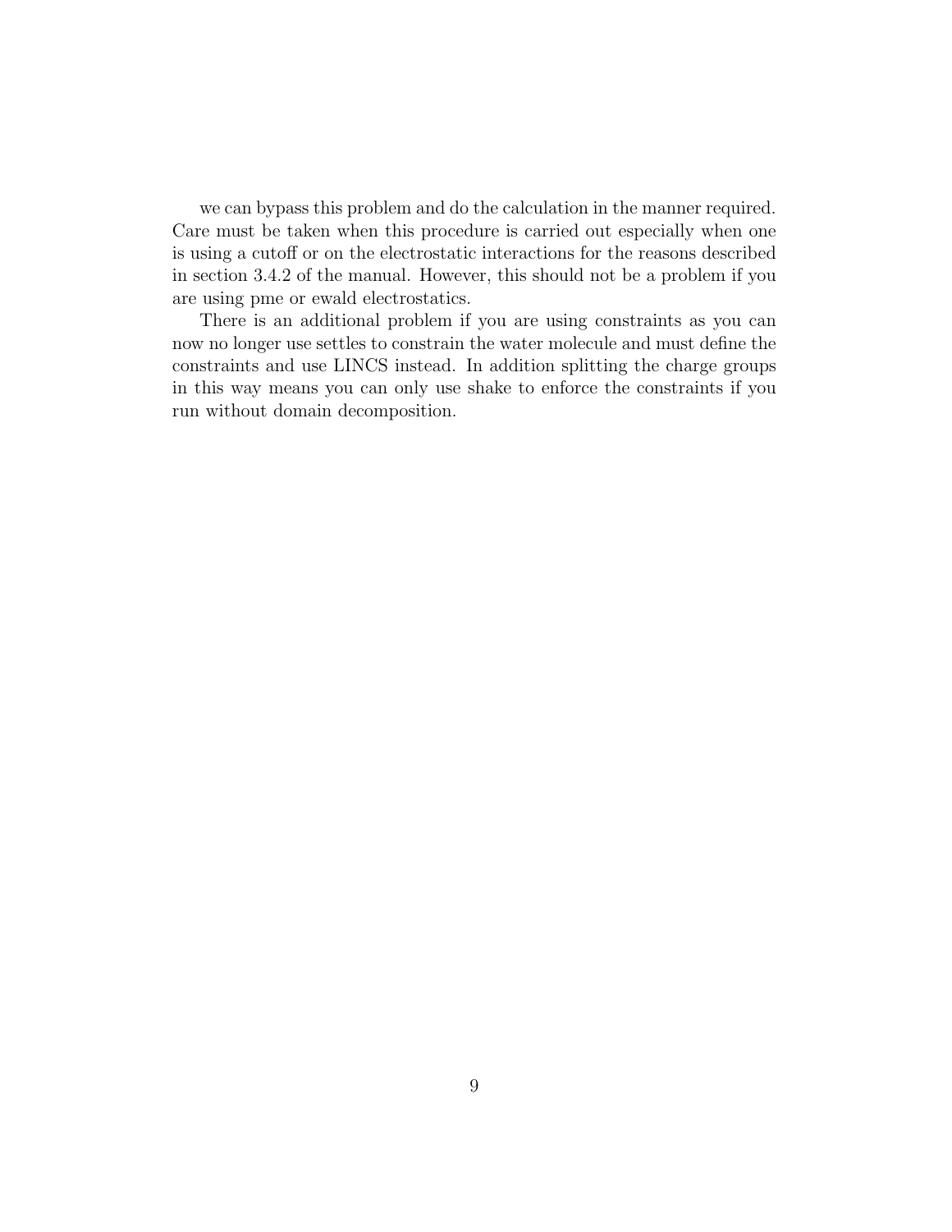we can bypass this problem and do the calculation in the manner required. Care must be taken when this procedure is carried out especially when one is using a cutoff or on the electrostatic interactions for the reasons described in section 3.4.2 of the manual. However, this should not be a problem if you are using pme or ewald electrostatics.

There is an additional problem if you are using constraints as you can now no longer use settles to constrain the water molecule and must define the constraints and use LINCS instead. In addition splitting the charge groups in this way means you can only use shake to enforce the constraints if you run without domain decomposition.